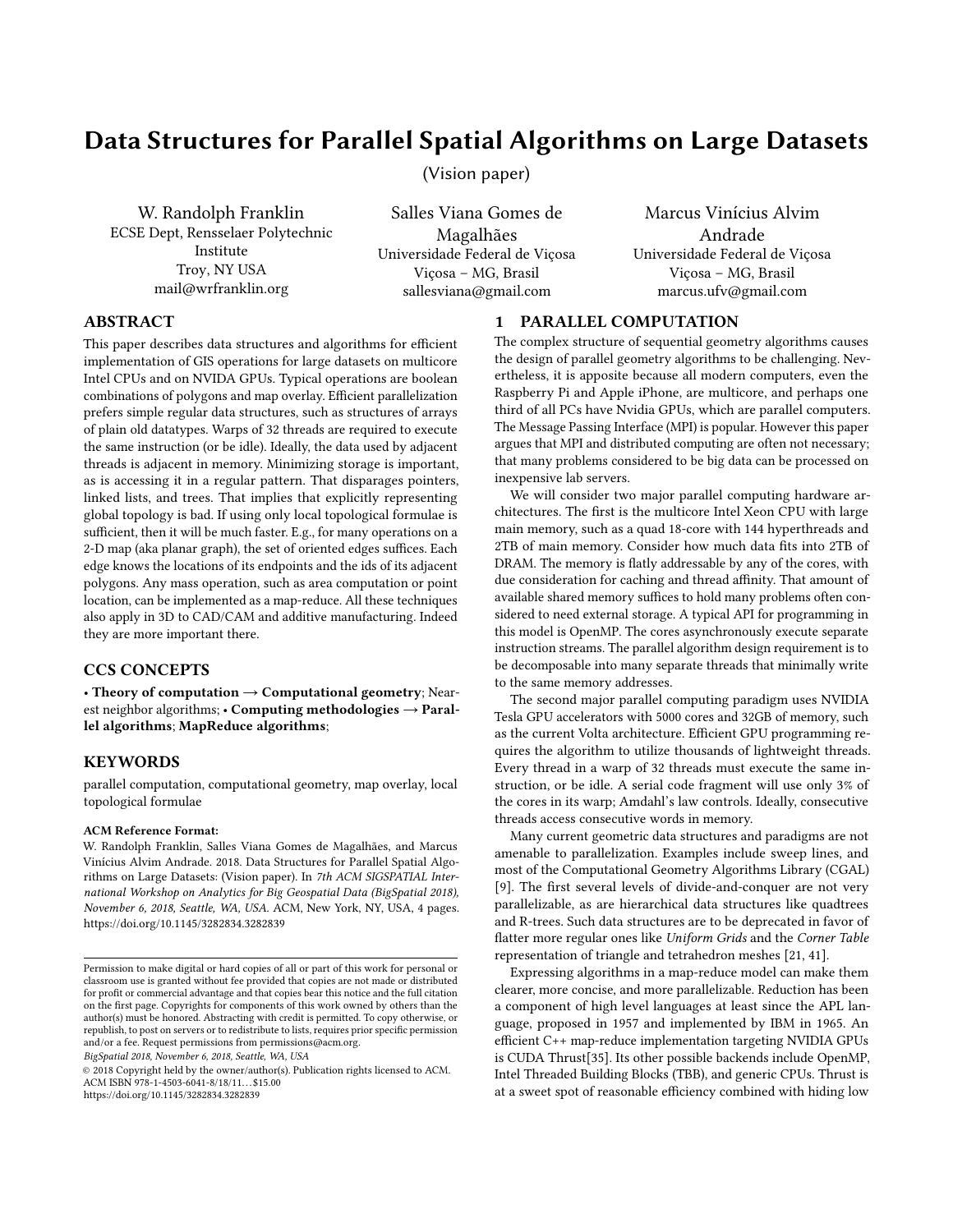# Data Structures for Parallel Spatial Algorithms on Large Datasets

(Vision paper)

W. Randolph Franklin
ECSE Dept, Rensselaer Polytechnic Institute
Troy, NY USA
mail@wrfranklin.org

Salles Viana Gomes de Magalhães
Universidade Federal de Viçosa
Viçosa – MG, Brasil
sallesviana@gmail.com

Marcus Vinícius Alvim Andrade
Universidade Federal de Viçosa
Viçosa – MG, Brasil
marcus.ufv@gmail.com

## ABSTRACT

This paper describes data structures and algorithms for efficient implementation of GIS operations for large datasets on multicore Intel CPUs and on NVIDA GPUs. Typical operations are boolean combinations of polygons and map overlay. Efficient parallelization prefers simple regular data structures, such as structures of arrays of plain old datatypes. Warps of 32 threads are required to execute the same instruction (or be idle). Ideally, the data used by adjacent threads is adjacent in memory. Minimizing storage is important, as is accessing it in a regular pattern. That disparages pointers, linked lists, and trees. That implies that explicitly representing global topology is bad. If using only local topological formulae is sufficient, then it will be much faster. E.g., for many operations on a 2-D map (aka planar graph), the set of oriented edges suffices. Each edge knows the locations of its endpoints and the ids of its adjacent polygons. Any mass operation, such as area computation or point location, can be implemented as a map-reduce. All these techniques also apply in 3D to CAD/CAM and additive manufacturing. Indeed they are more important there.

## CCS CONCEPTS

• **Theory of computation → Computational geometry**; Nearest neighbor algorithms; • **Computing methodologies → Parallel algorithms**; **MapReduce algorithms**;

## KEYWORDS

parallel computation, computational geometry, map overlay, local topological formulae

**ACM Reference Format:**
W. Randolph Franklin, Salles Viana Gomes de Magalhães, and Marcus Vinícius Alvim Andrade. 2018. Data Structures for Parallel Spatial Algorithms on Large Datasets: (Vision paper). In *7th ACM SIGSPATIAL International Workshop on Analytics for Big Geospatial Data (BigSpatial 2018), November 6, 2018, Seattle, WA, USA.* ACM, New York, NY, USA, 4 pages. https://doi.org/10.1145/3282834.3282839

Permission to make digital or hard copies of all or part of this work for personal or classroom use is granted without fee provided that copies are not made or distributed for profit or commercial advantage and that copies bear this notice and the full citation on the first page. Copyrights for components of this work owned by others than the author(s) must be honored. Abstracting with credit is permitted. To copy otherwise, or republish, to post on servers or to redistribute to lists, requires prior specific permission and/or a fee. Request permissions from permissions@acm.org.
*BigSpatial 2018, November 6, 2018, Seattle, WA, USA*
© 2018 Copyright held by the owner/author(s). Publication rights licensed to ACM.
ACM ISBN 978-1-4503-6041-8/18/11…$15.00
https://doi.org/10.1145/3282834.3282839

## 1 PARALLEL COMPUTATION

The complex structure of sequential geometry algorithms causes the design of parallel geometry algorithms to be challenging. Nevertheless, it is apposite because all modern computers, even the Raspberry Pi and Apple iPhone, are multicore, and perhaps one third of all PCs have Nvidia GPUs, which are parallel computers. The Message Passing Interface (MPI) is popular. However this paper argues that MPI and distributed computing are often not necessary; that many problems considered to be big data can be processed on inexpensive lab servers.

We will consider two major parallel computing hardware architectures. The first is the multicore Intel Xeon CPU with large main memory, such as a quad 18-core with 144 hyperthreads and 2TB of main memory. Consider how much data fits into 2TB of DRAM. The memory is flatly addressable by any of the cores, with due consideration for caching and thread affinity. That amount of available shared memory suffices to hold many problems often considered to need external storage. A typical API for programming in this model is OpenMP. The cores asynchronously execute separate instruction streams. The parallel algorithm design requirement is to be decomposable into many separate threads that minimally write to the same memory addresses.

The second major parallel computing paradigm uses NVIDIA Tesla GPU accelerators with 5000 cores and 32GB of memory, such as the current Volta architecture. Efficient GPU programming requires the algorithm to utilize thousands of lightweight threads. Every thread in a warp of 32 threads must execute the same instruction, or be idle. A serial code fragment will use only 3% of the cores in its warp; Amdahl's law controls. Ideally, consecutive threads access consecutive words in memory.

Many current geometric data structures and paradigms are not amenable to parallelization. Examples include sweep lines, and most of the Computational Geometry Algorithms Library (CGAL) [9]. The first several levels of divide-and-conquer are not very parallelizable, as are hierarchical data structures like quadtrees and R-trees. Such data structures are to be deprecated in favor of flatter more regular ones like *Uniform Grids* and the *Corner Table* representation of triangle and tetrahedron meshes [21, 41].

Expressing algorithms in a map-reduce model can make them clearer, more concise, and more parallelizable. Reduction has been a component of high level languages at least since the APL language, proposed in 1957 and implemented by IBM in 1965. An efficient C++ map-reduce implementation targeting NVIDIA GPUs is CUDA Thrust[35]. Its other possible backends include OpenMP, Intel Threaded Building Blocks (TBB), and generic CPUs. Thrust is at a sweet spot of reasonable efficiency combined with hiding low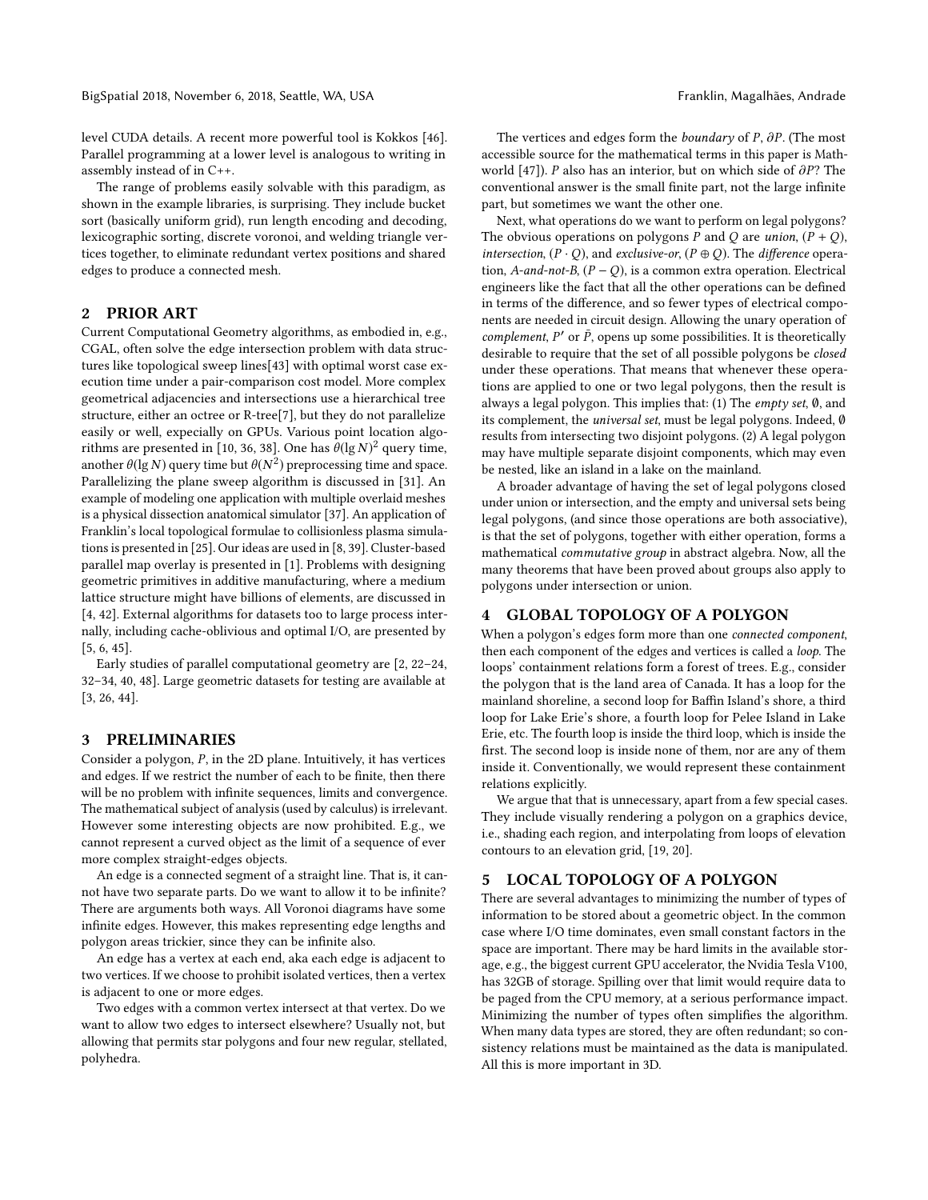level CUDA details. A recent more powerful tool is Kokkos [46]. Parallel programming at a lower level is analogous to writing in assembly instead of in C++.

The range of problems easily solvable with this paradigm, as shown in the example libraries, is surprising. They include bucket sort (basically uniform grid), run length encoding and decoding, lexicographic sorting, discrete voronoi, and welding triangle vertices together, to eliminate redundant vertex positions and shared edges to produce a connected mesh.

## 2 PRIOR ART

Current Computational Geometry algorithms, as embodied in, e.g., CGAL, often solve the edge intersection problem with data structures like topological sweep lines[43] with optimal worst case execution time under a pair-comparison cost model. More complex geometrical adjacencies and intersections use a hierarchical tree structure, either an octree or R-tree[7], but they do not parallelize easily or well, expecially on GPUs. Various point location algorithms are presented in [10, 36, 38]. One has $\theta(\lg N)^2$ query time, another $\theta(\lg N)$ query time but $\theta(N^2)$ preprocessing time and space. Parallelizing the plane sweep algorithm is discussed in [31]. An example of modeling one application with multiple overlaid meshes is a physical dissection anatomical simulator [37]. An application of Franklin's local topological formulae to collisionless plasma simulations is presented in [25]. Our ideas are used in [8, 39]. Cluster-based parallel map overlay is presented in [1]. Problems with designing geometric primitives in additive manufacturing, where a medium lattice structure might have billions of elements, are discussed in [4, 42]. External algorithms for datasets too to large process internally, including cache-oblivious and optimal I/O, are presented by [5, 6, 45].

Early studies of parallel computational geometry are [2, 22–24, 32–34, 40, 48]. Large geometric datasets for testing are available at [3, 26, 44].

## 3 PRELIMINARIES

Consider a polygon, $P$, in the 2D plane. Intuitively, it has vertices and edges. If we restrict the number of each to be finite, then there will be no problem with infinite sequences, limits and convergence. The mathematical subject of analysis (used by calculus) is irrelevant. However some interesting objects are now prohibited. E.g., we cannot represent a curved object as the limit of a sequence of ever more complex straight-edges objects.

An edge is a connected segment of a straight line. That is, it cannot have two separate parts. Do we want to allow it to be infinite? There are arguments both ways. All Voronoi diagrams have some infinite edges. However, this makes representing edge lengths and polygon areas trickier, since they can be infinite also.

An edge has a vertex at each end, aka each edge is adjacent to two vertices. If we choose to prohibit isolated vertices, then a vertex is adjacent to one or more edges.

Two edges with a common vertex intersect at that vertex. Do we want to allow two edges to intersect elsewhere? Usually not, but allowing that permits star polygons and four new regular, stellated, polyhedra.

The vertices and edges form the *boundary* of $P$, $\partial P$. (The most accessible source for the mathematical terms in this paper is Mathworld [47]). $P$ also has an interior, but on which side of $\partial P$? The conventional answer is the small finite part, not the large infinite part, but sometimes we want the other one.

Next, what operations do we want to perform on legal polygons? The obvious operations on polygons $P$ and $Q$ are *union*, $(P + Q)$, *intersection*, $(P \cdot Q)$, and *exclusive-or*, $(P \oplus Q)$. The *difference* operation, *A-and-not-B*, $(P - Q)$, is a common extra operation. Electrical engineers like the fact that all the other operations can be defined in terms of the difference, and so fewer types of electrical components are needed in circuit design. Allowing the unary operation of *complement*, $P'$ or $\bar{P}$, opens up some possibilities. It is theoretically desirable to require that the set of all possible polygons be *closed* under these operations. That means that whenever these operations are applied to one or two legal polygons, then the result is always a legal polygon. This implies that: (1) The *empty set*, $\emptyset$, and its complement, the *universal set*, must be legal polygons. Indeed, $\emptyset$ results from intersecting two disjoint polygons. (2) A legal polygon may have multiple separate disjoint components, which may even be nested, like an island in a lake on the mainland.

A broader advantage of having the set of legal polygons closed under union or intersection, and the empty and universal sets being legal polygons, (and since those operations are both associative), is that the set of polygons, together with either operation, forms a mathematical *commutative group* in abstract algebra. Now, all the many theorems that have been proved about groups also apply to polygons under intersection or union.

## 4 GLOBAL TOPOLOGY OF A POLYGON

When a polygon's edges form more than one *connected component*, then each component of the edges and vertices is called a *loop*. The loops' containment relations form a forest of trees. E.g., consider the polygon that is the land area of Canada. It has a loop for the mainland shoreline, a second loop for Baffin Island's shore, a third loop for Lake Erie's shore, a fourth loop for Pelee Island in Lake Erie, etc. The fourth loop is inside the third loop, which is inside the first. The second loop is inside none of them, nor are any of them inside it. Conventionally, we would represent these containment relations explicitly.

We argue that that is unnecessary, apart from a few special cases. They include visually rendering a polygon on a graphics device, i.e., shading each region, and interpolating from loops of elevation contours to an elevation grid, [19, 20].

## 5 LOCAL TOPOLOGY OF A POLYGON

There are several advantages to minimizing the number of types of information to be stored about a geometric object. In the common case where I/O time dominates, even small constant factors in the space are important. There may be hard limits in the available storage, e.g., the biggest current GPU accelerator, the Nvidia Tesla V100, has 32GB of storage. Spilling over that limit would require data to be paged from the CPU memory, at a serious performance impact. Minimizing the number of types often simplifies the algorithm. When many data types are stored, they are often redundant; so consistency relations must be maintained as the data is manipulated. All this is more important in 3D.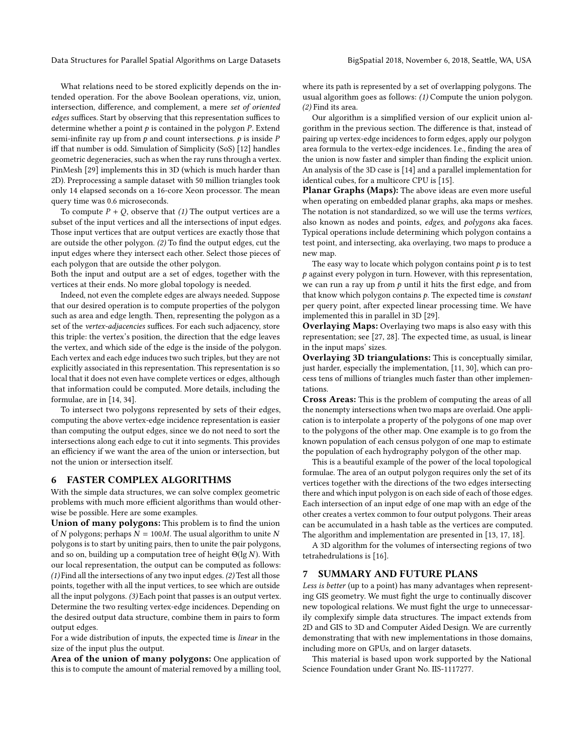What relations need to be stored explicitly depends on the intended operation. For the above Boolean operations, viz, union, intersection, difference, and complement, a mere *set of oriented edges* suffices. Start by observing that this representation suffices to determine whether a point $p$ is contained in the polygon $P$. Extend semi-infinite ray up from $p$ and count intersections. $p$ is inside $P$ iff that number is odd. Simulation of Simplicity (SoS) [12] handles geometric degeneracies, such as when the ray runs through a vertex. PinMesh [29] implements this in 3D (which is much harder than 2D). Preprocessing a sample dataset with 50 million triangles took only 14 elapsed seconds on a 16-core Xeon processor. The mean query time was 0.6 microseconds.

To compute $P + Q$, observe that *(1)* The output vertices are a subset of the input vertices and all the intersections of input edges. Those input vertices that are output vertices are exactly those that are outside the other polygon. *(2)* To find the output edges, cut the input edges where they intersect each other. Select those pieces of each polygon that are outside the other polygon.

Both the input and output are a set of edges, together with the vertices at their ends. No more global topology is needed.

Indeed, not even the complete edges are always needed. Suppose that our desired operation is to compute properties of the polygon such as area and edge length. Then, representing the polygon as a set of the *vertex-adjacencies* suffices. For each such adjacency, store this triple: the vertex's position, the direction that the edge leaves the vertex, and which side of the edge is the inside of the polygon. Each vertex and each edge induces two such triples, but they are not explicitly associated in this representation. This representation is so local that it does not even have complete vertices or edges, although that information could be computed. More details, including the formulae, are in [14, 34].

To intersect two polygons represented by sets of their edges, computing the above vertex-edge incidence representation is easier than computing the output edges, since we do not need to sort the intersections along each edge to cut it into segments. This provides an efficiency if we want the area of the union or intersection, but not the union or intersection itself.

## 6 FASTER COMPLEX ALGORITHMS

With the simple data structures, we can solve complex geometric problems with much more efficient algorithms than would otherwise be possible. Here are some examples.

**Union of many polygons:** This problem is to find the union of $N$ polygons; perhaps $N = 100M$. The usual algorithm to unite $N$ polygons is to start by uniting pairs, then to unite the pair polygons, and so on, building up a computation tree of height $\Theta(\lg N)$. With our local representation, the output can be computed as follows: *(1)* Find all the intersections of any two input edges. *(2)* Test all those points, together with all the input vertices, to see which are outside all the input polygons. *(3)* Each point that passes is an output vertex. Determine the two resulting vertex-edge incidences. Depending on the desired output data structure, combine them in pairs to form output edges.

For a wide distribution of inputs, the expected time is *linear* in the size of the input plus the output.

**Area of the union of many polygons:** One application of this is to compute the amount of material removed by a milling tool, where its path is represented by a set of overlapping polygons. The usual algorithm goes as follows: *(1)* Compute the union polygon. *(2)* Find its area.

Our algorithm is a simplified version of our explicit union algorithm in the previous section. The difference is that, instead of pairing up vertex-edge incidences to form edges, apply our polygon area formula to the vertex-edge incidences. I.e., finding the area of the union is now faster and simpler than finding the explicit union. An analysis of the 3D case is [14] and a parallel implementation for identical cubes, for a multicore CPU is [15].

**Planar Graphs (Maps):** The above ideas are even more useful when operating on embedded planar graphs, aka maps or meshes. The notation is not standardized, so we will use the terms *vertices*, also known as nodes and points, *edges*, and *polygons* aka faces. Typical operations include determining which polygon contains a test point, and intersecting, aka overlaying, two maps to produce a new map.

The easy way to locate which polygon contains point $p$ is to test $p$ against every polygon in turn. However, with this representation, we can run a ray up from $p$ until it hits the first edge, and from that know which polygon contains $p$. The expected time is *constant* per query point, after expected linear processing time. We have implemented this in parallel in 3D [29].

**Overlaying Maps:** Overlaying two maps is also easy with this representation; see [27, 28]. The expected time, as usual, is linear in the input maps' sizes.

**Overlaying 3D triangulations:** This is conceptually similar, just harder, especially the implementation, [11, 30], which can process tens of millions of triangles much faster than other implementations.

**Cross Areas:** This is the problem of computing the areas of all the nonempty intersections when two maps are overlaid. One application is to interpolate a property of the polygons of one map over to the polygons of the other map. One example is to go from the known population of each census polygon of one map to estimate the population of each hydrography polygon of the other map.

This is a beautiful example of the power of the local topological formulae. The area of an output polygon requires only the set of its vertices together with the directions of the two edges intersecting there and which input polygon is on each side of each of those edges. Each intersection of an input edge of one map with an edge of the other creates a vertex common to four output polygons. Their areas can be accumulated in a hash table as the vertices are computed. The algorithm and implementation are presented in [13, 17, 18].

A 3D algorithm for the volumes of intersecting regions of two tetrahedrulations is [16].

## 7 SUMMARY AND FUTURE PLANS

*Less is better* (up to a point) has many advantages when representing GIS geometry. We must fight the urge to continually discover new topological relations. We must fight the urge to unnecessarily complexify simple data structures. The impact extends from 2D and GIS to 3D and Computer Aided Design. We are currently demonstrating that with new implementations in those domains, including more on GPUs, and on larger datasets.

This material is based upon work supported by the National Science Foundation under Grant No. IIS-1117277.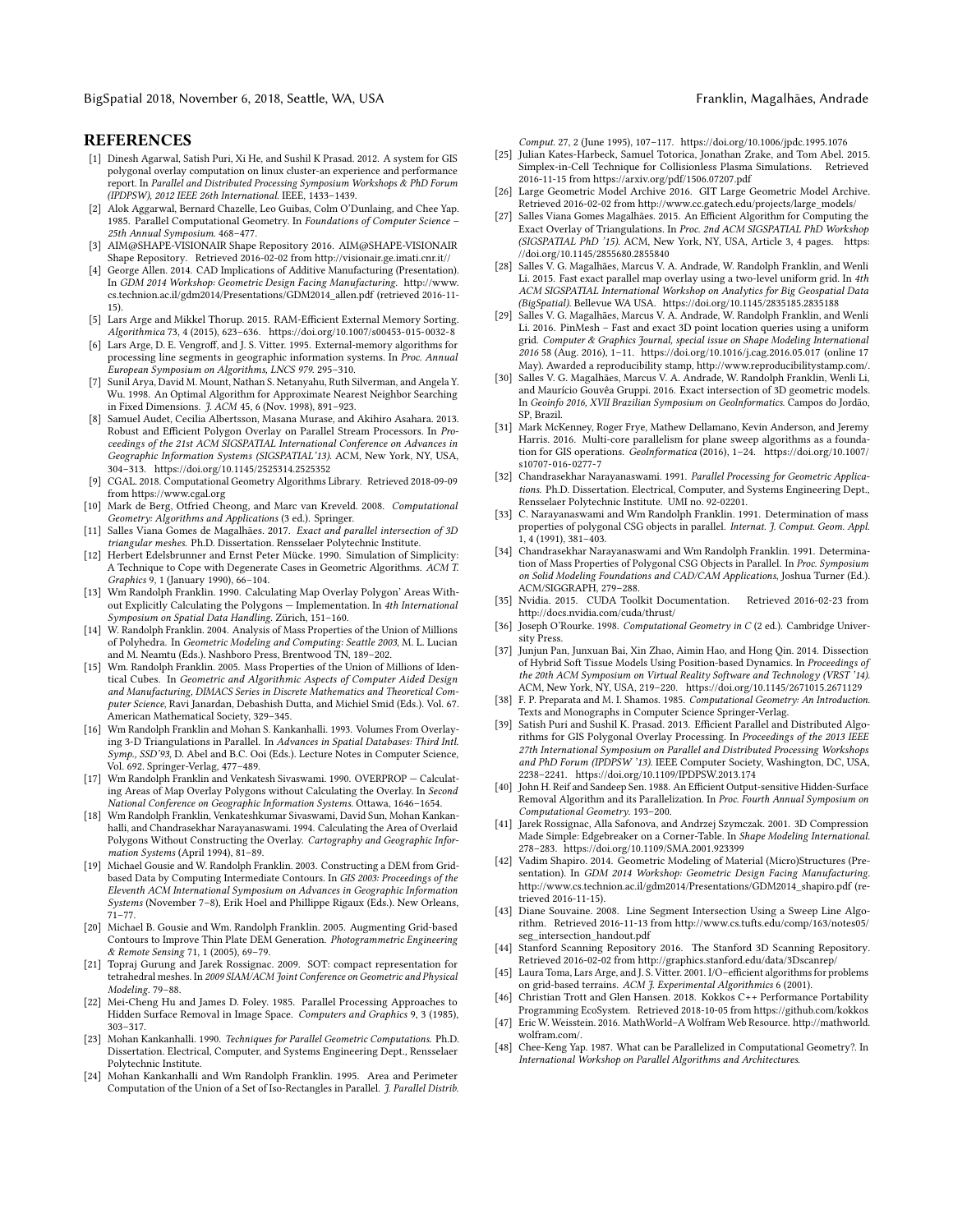## REFERENCES

[1] Dinesh Agarwal, Satish Puri, Xi He, and Sushil K Prasad. 2012. A system for GIS polygonal overlay computation on linux cluster-an experience and performance report. In *Parallel and Distributed Processing Symposium Workshops & PhD Forum (IPDPSW), 2012 IEEE 26th International*. IEEE, 1433–1439.

[2] Alok Aggarwal, Bernard Chazelle, Leo Guibas, Colm O'Dunlaing, and Chee Yap. 1985. Parallel Computational Geometry. In *Foundations of Computer Science – 25th Annual Symposium*. 468–477.

[3] AIM@SHAPE-VISIONAIR Shape Repository 2016. AIM@SHAPE-VISIONAIR Shape Repository. Retrieved 2016-02-02 from http://visionair.ge.imati.cnr.it//

[4] George Allen. 2014. CAD Implications of Additive Manufacturing (Presentation). In *GDM 2014 Workshop: Geometric Design Facing Manufacturing*. http://www.cs.technion.ac.il/gdm2014/Presentations/GDM2014_allen.pdf (retrieved 2016-11-15).

[5] Lars Arge and Mikkel Thorup. 2015. RAM-Efficient External Memory Sorting. *Algorithmica* 73, 4 (2015), 623–636. https://doi.org/10.1007/s00453-015-0032-8

[6] Lars Arge, D. E. Vengroff, and J. S. Vitter. 1995. External-memory algorithms for processing line segments in geographic information systems. In *Proc. Annual European Symposium on Algorithms, LNCS 979*. 295–310.

[7] Sunil Arya, David M. Mount, Nathan S. Netanyahu, Ruth Silverman, and Angela Y. Wu. 1998. An Optimal Algorithm for Approximate Nearest Neighbor Searching in Fixed Dimensions. *J. ACM* 45, 6 (Nov. 1998), 891–923.

[8] Samuel Audet, Cecilia Albertsson, Masana Murase, and Akihiro Asahara. 2013. Robust and Efficient Polygon Overlay on Parallel Stream Processors. In *Proceedings of the 21st ACM SIGSPATIAL International Conference on Advances in Geographic Information Systems (SIGSPATIAL'13)*. ACM, New York, NY, USA, 304–313. https://doi.org/10.1145/2525314.2525352

[9] CGAL. 2018. Computational Geometry Algorithms Library. Retrieved 2018-09-09 from https://www.cgal.org

[10] Mark de Berg, Otfried Cheong, and Marc van Kreveld. 2008. *Computational Geometry: Algorithms and Applications* (3 ed.). Springer.

[11] Salles Viana Gomes de Magalhães. 2017. *Exact and parallel intersection of 3D triangular meshes*. Ph.D. Dissertation. Rensselaer Polytechnic Institute.

[12] Herbert Edelsbrunner and Ernst Peter Mücke. 1990. Simulation of Simplicity: A Technique to Cope with Degenerate Cases in Geometric Algorithms. *ACM T. Graphics* 9, 1 (January 1990), 66–104.

[13] Wm Randolph Franklin. 1990. Calculating Map Overlay Polygon' Areas Without Explicitly Calculating the Polygons — Implementation. In *4th International Symposium on Spatial Data Handling*. Zürich, 151–160.

[14] W. Randolph Franklin. 2004. Analysis of Mass Properties of the Union of Millions of Polyhedra. In *Geometric Modeling and Computing: Seattle 2003*, M. L. Lucian and M. Neamtu (Eds.). Nashboro Press, Brentwood TN, 189–202.

[15] Wm. Randolph Franklin. 2005. Mass Properties of the Union of Millions of Identical Cubes. In *Geometric and Algorithmic Aspects of Computer Aided Design and Manufacturing, DIMACS Series in Discrete Mathematics and Theoretical Computer Science*, Ravi Janardan, Debashish Dutta, and Michiel Smid (Eds.). Vol. 67. American Mathematical Society, 329–345.

[16] Wm Randolph Franklin and Mohan S. Kankanhalli. 1993. Volumes From Overlaying 3-D Triangulations in Parallel. In *Advances in Spatial Databases: Third Intl. Symp., SSD'93*, D. Abel and B.C. Ooi (Eds.). Lecture Notes in Computer Science, Vol. 692. Springer-Verlag, 477–489.

[17] Wm Randolph Franklin and Venkatesh Sivaswami. 1990. OVERPROP — Calculating Areas of Map Overlay Polygons without Calculating the Overlay. In *Second National Conference on Geographic Information Systems*. Ottawa, 1646–1654.

[18] Wm Randolph Franklin, Venkateshkumar Sivaswami, David Sun, Mohan Kankanhalli, and Chandrasekhar Narayanaswami. 1994. Calculating the Area of Overlaid Polygons Without Constructing the Overlay. *Cartography and Geographic Information Systems* (April 1994), 81–89.

[19] Michael Gousie and W. Randolph Franklin. 2003. Constructing a DEM from Grid-based Data by Computing Intermediate Contours. In *GIS 2003: Proceedings of the Eleventh ACM International Symposium on Advances in Geographic Information Systems* (November 7–8), Erik Hoel and Phillippe Rigaux (Eds.). New Orleans, 71–77.

[20] Michael B. Gousie and Wm. Randolph Franklin. 2005. Augmenting Grid-based Contours to Improve Thin Plate DEM Generation. *Photogrammetric Engineering & Remote Sensing* 71, 1 (2005), 69–79.

[21] Topraj Gurung and Jarek Rossignac. 2009. SOT: compact representation for tetrahedral meshes. In *2009 SIAM/ACM Joint Conference on Geometric and Physical Modeling*. 79–88.

[22] Mei-Cheng Hu and James D. Foley. 1985. Parallel Processing Approaches to Hidden Surface Removal in Image Space. *Computers and Graphics* 9, 3 (1985), 303–317.

[23] Mohan Kankanhalli. 1990. *Techniques for Parallel Geometric Computations*. Ph.D. Dissertation. Electrical, Computer, and Systems Engineering Dept., Rensselaer Polytechnic Institute.

[24] Mohan Kankanhalli and Wm Randolph Franklin. 1995. Area and Perimeter Computation of the Union of a Set of Iso-Rectangles in Parallel. *J. Parallel Distrib. Comput.* 27, 2 (June 1995), 107–117. https://doi.org/10.1006/jpdc.1995.1076

[25] Julian Kates-Harbeck, Samuel Totorica, Jonathan Zrake, and Tom Abel. 2015. Simplex-in-Cell Technique for Collisionless Plasma Simulations. Retrieved 2016-11-15 from https://arxiv.org/pdf/1506.07207.pdf

[26] Large Geometric Model Archive 2016. GIT Large Geometric Model Archive. Retrieved 2016-02-02 from http://www.cc.gatech.edu/projects/large_models/

[27] Salles Viana Gomes Magalhães. 2015. An Efficient Algorithm for Computing the Exact Overlay of Triangulations. In *Proc. 2nd ACM SIGSPATIAL PhD Workshop (SIGSPATIAL PhD '15)*. ACM, New York, NY, USA, Article 3, 4 pages. https://doi.org/10.1145/2855680.2855840

[28] Salles V. G. Magalhães, Marcus V. A. Andrade, W. Randolph Franklin, and Wenli Li. 2015. Fast exact parallel map overlay using a two-level uniform grid. In *4th ACM SIGSPATIAL International Workshop on Analytics for Big Geospatial Data (BigSpatial)*. Bellevue WA USA. https://doi.org/10.1145/2835185.2835188

[29] Salles V. G. Magalhães, Marcus V. A. Andrade, W. Randolph Franklin, and Wenli Li. 2016. PinMesh – Fast and exact 3D point location queries using a uniform grid. *Computer & Graphics Journal, special issue on Shape Modeling International 2016* 58 (Aug. 2016), 1–11. https://doi.org/10.1016/j.cag.2016.05.017 (online 17 May). Awarded a reproducibility stamp, http://www.reproducibilitystamp.com/.

[30] Salles V. G. Magalhães, Marcus V. A. Andrade, W. Randolph Franklin, Wenli Li, and Maurício Gouvêa Gruppi. 2016. Exact intersection of 3D geometric models. In *Geoinfo 2016, XVII Brazilian Symposium on GeoInformatics*. Campos do Jordão, SP, Brazil.

[31] Mark McKenney, Roger Frye, Mathew Dellamano, Kevin Anderson, and Jeremy Harris. 2016. Multi-core parallelism for plane sweep algorithms as a foundation for GIS operations. *GeoInformatica* (2016), 1–24. https://doi.org/10.1007/s10707-016-0277-7

[32] Chandrasekhar Narayanaswami. 1991. *Parallel Processing for Geometric Applications*. Ph.D. Dissertation. Electrical, Computer, and Systems Engineering Dept., Rensselaer Polytechnic Institute. UMI no. 92-02201.

[33] C. Narayanaswami and Wm Randolph Franklin. 1991. Determination of mass properties of polygonal CSG objects in parallel. *Internat. J. Comput. Geom. Appl.* 1, 4 (1991), 381–403.

[34] Chandrasekhar Narayanaswami and Wm Randolph Franklin. 1991. Determination of Mass Properties of Polygonal CSG Objects in Parallel. In *Proc. Symposium on Solid Modeling Foundations and CAD/CAM Applications*, Joshua Turner (Ed.). ACM/SIGGRAPH, 279–288.

[35] Nvidia. 2015. CUDA Toolkit Documentation. Retrieved 2016-02-23 from http://docs.nvidia.com/cuda/thrust/

[36] Joseph O'Rourke. 1998. *Computational Geometry in C* (2 ed.). Cambridge University Press.

[37] Junjun Pan, Junxuan Bai, Xin Zhao, Aimin Hao, and Hong Qin. 2014. Dissection of Hybrid Soft Tissue Models Using Position-based Dynamics. In *Proceedings of the 20th ACM Symposium on Virtual Reality Software and Technology (VRST '14)*. ACM, New York, NY, USA, 219–220. https://doi.org/10.1145/2671015.2671129

[38] F. P. Preparata and M. I. Shamos. 1985. *Computational Geometry: An Introduction*. Texts and Monographs in Computer Science Springer-Verlag.

[39] Satish Puri and Sushil K. Prasad. 2013. Efficient Parallel and Distributed Algorithms for GIS Polygonal Overlay Processing. In *Proceedings of the 2013 IEEE 27th International Symposium on Parallel and Distributed Processing Workshops and PhD Forum (IPDPSW '13)*. IEEE Computer Society, Washington, DC, USA, 2238–2241. https://doi.org/10.1109/IPDPSW.2013.174

[40] John H. Reif and Sandeep Sen. 1988. An Efficient Output-sensitive Hidden-Surface Removal Algorithm and its Parallelization. In *Proc. Fourth Annual Symposium on Computational Geometry*. 193–200.

[41] Jarek Rossignac, Alla Safonova, and Andrzej Szymczak. 2001. 3D Compression Made Simple: Edgebreaker on a Corner-Table. In *Shape Modeling International*. 278–283. https://doi.org/10.1109/SMA.2001.923399

[42] Vadim Shapiro. 2014. Geometric Modeling of Material (Micro)Structures (Presentation). In *GDM 2014 Workshop: Geometric Design Facing Manufacturing*. http://www.cs.technion.ac.il/gdm2014/Presentations/GDM2014_shapiro.pdf (retrieved 2016-11-15).

[43] Diane Souvaine. 2008. Line Segment Intersection Using a Sweep Line Algorithm. Retrieved 2016-11-13 from http://www.cs.tufts.edu/comp/163/notes05/seg_intersection_handout.pdf

[44] Stanford Scanning Repository 2016. The Stanford 3D Scanning Repository. Retrieved 2016-02-02 from http://graphics.stanford.edu/data/3Dscanrep/

[45] Laura Toma, Lars Arge, and J. S. Vitter. 2001. I/O–efficient algorithms for problems on grid-based terrains. *ACM J. Experimental Algorithmics* 6 (2001).

[46] Christian Trott and Glen Hansen. 2018. Kokkos C++ Performance Portability Programming EcoSystem. Retrieved 2018-10-05 from https://github.com/kokkos

[47] Eric W. Weisstein. 2016. MathWorld–A Wolfram Web Resource. http://mathworld.wolfram.com/.

[48] Chee-Keng Yap. 1987. What can be Parallelized in Computational Geometry?. In *International Workshop on Parallel Algorithms and Architectures*.